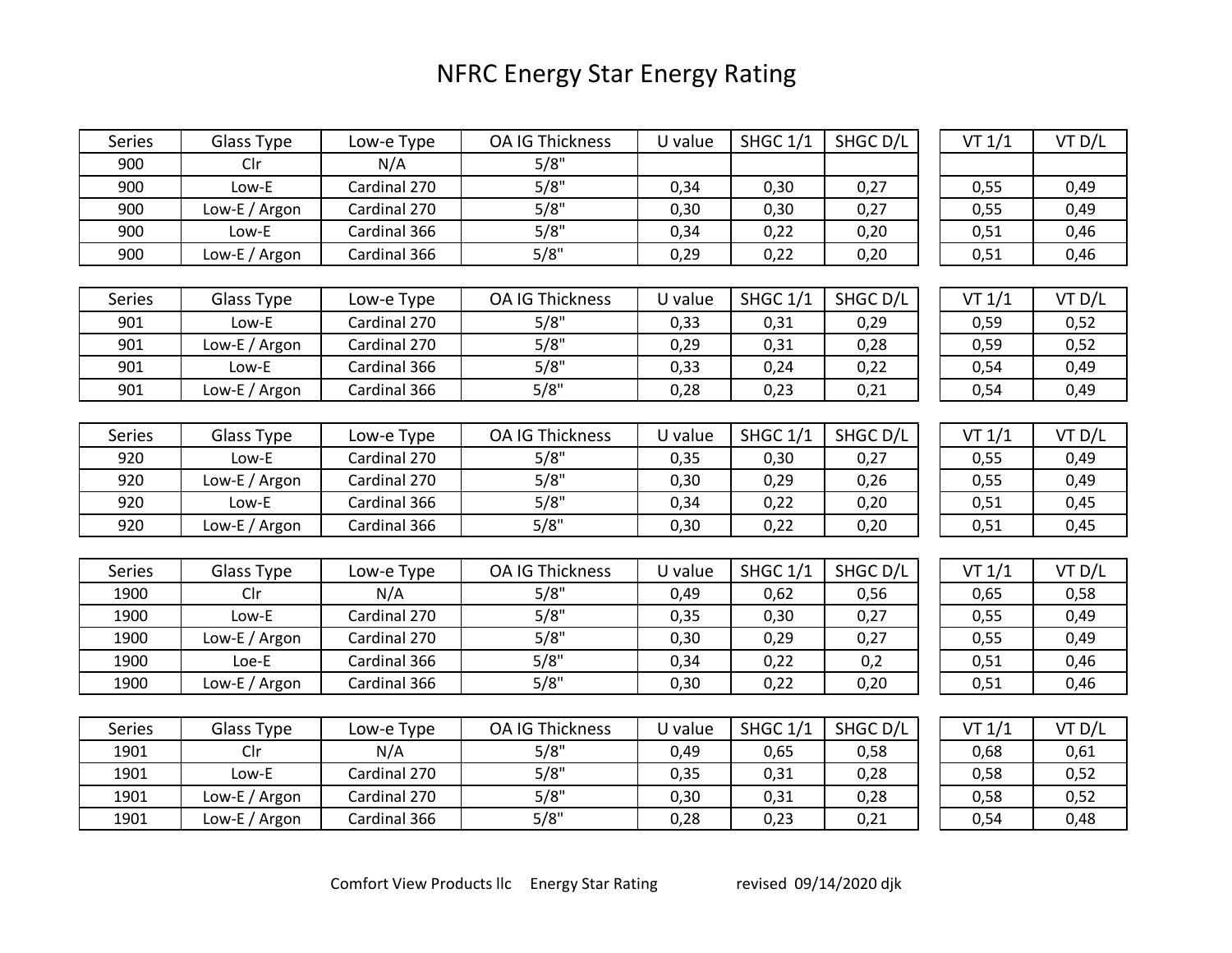# NFRC Energy Star Energy Rating

| Series | Glass Type | Low-e Type | OA IG Thickness | U value | SHGC 1/1 | SHGC D/L | VT 1/1 | VT D/L |
|---|---|---|---|---|---|---|---|---|
| 900 | Clr | N/A | 5/8" | | | | | |
| 900 | Low-E | Cardinal 270 | 5/8" | 0,34 | 0,30 | 0,27 | 0,55 | 0,49 |
| 900 | Low-E / Argon | Cardinal 270 | 5/8" | 0,30 | 0,30 | 0,27 | 0,55 | 0,49 |
| 900 | Low-E | Cardinal 366 | 5/8" | 0,34 | 0,22 | 0,20 | 0,51 | 0,46 |
| 900 | Low-E / Argon | Cardinal 366 | 5/8" | 0,29 | 0,22 | 0,20 | 0,51 | 0,46 |

| Series | Glass Type | Low-e Type | OA IG Thickness | U value | SHGC 1/1 | SHGC D/L | VT 1/1 | VT D/L |
|---|---|---|---|---|---|---|---|---|
| 901 | Low-E | Cardinal 270 | 5/8" | 0,33 | 0,31 | 0,29 | 0,59 | 0,52 |
| 901 | Low-E / Argon | Cardinal 270 | 5/8" | 0,29 | 0,31 | 0,28 | 0,59 | 0,52 |
| 901 | Low-E | Cardinal 366 | 5/8" | 0,33 | 0,24 | 0,22 | 0,54 | 0,49 |
| 901 | Low-E / Argon | Cardinal 366 | 5/8" | 0,28 | 0,23 | 0,21 | 0,54 | 0,49 |

| Series | Glass Type | Low-e Type | OA IG Thickness | U value | SHGC 1/1 | SHGC D/L | VT 1/1 | VT D/L |
|---|---|---|---|---|---|---|---|---|
| 920 | Low-E | Cardinal 270 | 5/8" | 0,35 | 0,30 | 0,27 | 0,55 | 0,49 |
| 920 | Low-E / Argon | Cardinal 270 | 5/8" | 0,30 | 0,29 | 0,26 | 0,55 | 0,49 |
| 920 | Low-E | Cardinal 366 | 5/8" | 0,34 | 0,22 | 0,20 | 0,51 | 0,45 |
| 920 | Low-E / Argon | Cardinal 366 | 5/8" | 0,30 | 0,22 | 0,20 | 0,51 | 0,45 |

| Series | Glass Type | Low-e Type | OA IG Thickness | U value | SHGC 1/1 | SHGC D/L | VT 1/1 | VT D/L |
|---|---|---|---|---|---|---|---|---|
| 1900 | Clr | N/A | 5/8" | 0,49 | 0,62 | 0,56 | 0,65 | 0,58 |
| 1900 | Low-E | Cardinal 270 | 5/8" | 0,35 | 0,30 | 0,27 | 0,55 | 0,49 |
| 1900 | Low-E / Argon | Cardinal 270 | 5/8" | 0,30 | 0,29 | 0,27 | 0,55 | 0,49 |
| 1900 | Loe-E | Cardinal 366 | 5/8" | 0,34 | 0,22 | 0,2 | 0,51 | 0,46 |
| 1900 | Low-E / Argon | Cardinal 366 | 5/8" | 0,30 | 0,22 | 0,20 | 0,51 | 0,46 |

| Series | Glass Type | Low-e Type | OA IG Thickness | U value | SHGC 1/1 | SHGC D/L | VT 1/1 | VT D/L |
|---|---|---|---|---|---|---|---|---|
| 1901 | Clr | N/A | 5/8" | 0,49 | 0,65 | 0,58 | 0,68 | 0,61 |
| 1901 | Low-E | Cardinal 270 | 5/8" | 0,35 | 0,31 | 0,28 | 0,58 | 0,52 |
| 1901 | Low-E / Argon | Cardinal 270 | 5/8" | 0,30 | 0,31 | 0,28 | 0,58 | 0,52 |
| 1901 | Low-E / Argon | Cardinal 366 | 5/8" | 0,28 | 0,23 | 0,21 | 0,54 | 0,48 |

Comfort View Products llc Energy Star Rating revised 09/14/2020 djk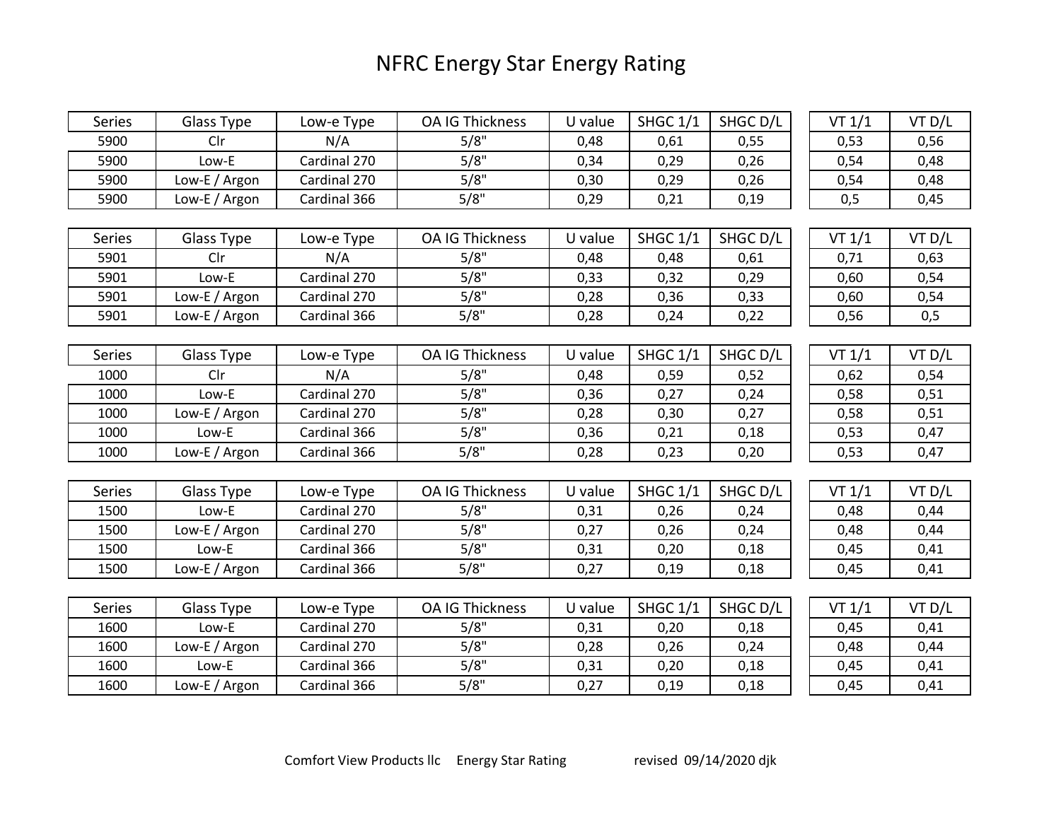# NFRC Energy Star Energy Rating

| Series | Glass Type | Low-e Type | OA IG Thickness | U value | SHGC 1/1 | SHGC D/L | VT 1/1 | VT D/L |
|---|---|---|---|---|---|---|---|---|
| 5900 | Clr | N/A | 5/8" | 0,48 | 0,61 | 0,55 | 0,53 | 0,56 |
| 5900 | Low-E | Cardinal 270 | 5/8" | 0,34 | 0,29 | 0,26 | 0,54 | 0,48 |
| 5900 | Low-E / Argon | Cardinal 270 | 5/8" | 0,30 | 0,29 | 0,26 | 0,54 | 0,48 |
| 5900 | Low-E / Argon | Cardinal 366 | 5/8" | 0,29 | 0,21 | 0,19 | 0,5 | 0,45 |

| Series | Glass Type | Low-e Type | OA IG Thickness | U value | SHGC 1/1 | SHGC D/L | VT 1/1 | VT D/L |
|---|---|---|---|---|---|---|---|---|
| 5901 | Clr | N/A | 5/8" | 0,48 | 0,48 | 0,61 | 0,71 | 0,63 |
| 5901 | Low-E | Cardinal 270 | 5/8" | 0,33 | 0,32 | 0,29 | 0,60 | 0,54 |
| 5901 | Low-E / Argon | Cardinal 270 | 5/8" | 0,28 | 0,36 | 0,33 | 0,60 | 0,54 |
| 5901 | Low-E / Argon | Cardinal 366 | 5/8" | 0,28 | 0,24 | 0,22 | 0,56 | 0,5 |

| Series | Glass Type | Low-e Type | OA IG Thickness | U value | SHGC 1/1 | SHGC D/L | VT 1/1 | VT D/L |
|---|---|---|---|---|---|---|---|---|
| 1000 | Clr | N/A | 5/8" | 0,48 | 0,59 | 0,52 | 0,62 | 0,54 |
| 1000 | Low-E | Cardinal 270 | 5/8" | 0,36 | 0,27 | 0,24 | 0,58 | 0,51 |
| 1000 | Low-E / Argon | Cardinal 270 | 5/8" | 0,28 | 0,30 | 0,27 | 0,58 | 0,51 |
| 1000 | Low-E | Cardinal 366 | 5/8" | 0,36 | 0,21 | 0,18 | 0,53 | 0,47 |
| 1000 | Low-E / Argon | Cardinal 366 | 5/8" | 0,28 | 0,23 | 0,20 | 0,53 | 0,47 |

| Series | Glass Type | Low-e Type | OA IG Thickness | U value | SHGC 1/1 | SHGC D/L | VT 1/1 | VT D/L |
|---|---|---|---|---|---|---|---|---|
| 1500 | Low-E | Cardinal 270 | 5/8" | 0,31 | 0,26 | 0,24 | 0,48 | 0,44 |
| 1500 | Low-E / Argon | Cardinal 270 | 5/8" | 0,27 | 0,26 | 0,24 | 0,48 | 0,44 |
| 1500 | Low-E | Cardinal 366 | 5/8" | 0,31 | 0,20 | 0,18 | 0,45 | 0,41 |
| 1500 | Low-E / Argon | Cardinal 366 | 5/8" | 0,27 | 0,19 | 0,18 | 0,45 | 0,41 |

| Series | Glass Type | Low-e Type | OA IG Thickness | U value | SHGC 1/1 | SHGC D/L | VT 1/1 | VT D/L |
|---|---|---|---|---|---|---|---|---|
| 1600 | Low-E | Cardinal 270 | 5/8" | 0,31 | 0,20 | 0,18 | 0,45 | 0,41 |
| 1600 | Low-E / Argon | Cardinal 270 | 5/8" | 0,28 | 0,26 | 0,24 | 0,48 | 0,44 |
| 1600 | Low-E | Cardinal 366 | 5/8" | 0,31 | 0,20 | 0,18 | 0,45 | 0,41 |
| 1600 | Low-E / Argon | Cardinal 366 | 5/8" | 0,27 | 0,19 | 0,18 | 0,45 | 0,41 |

Comfort View Products llc Energy Star Rating revised 09/14/2020 djk